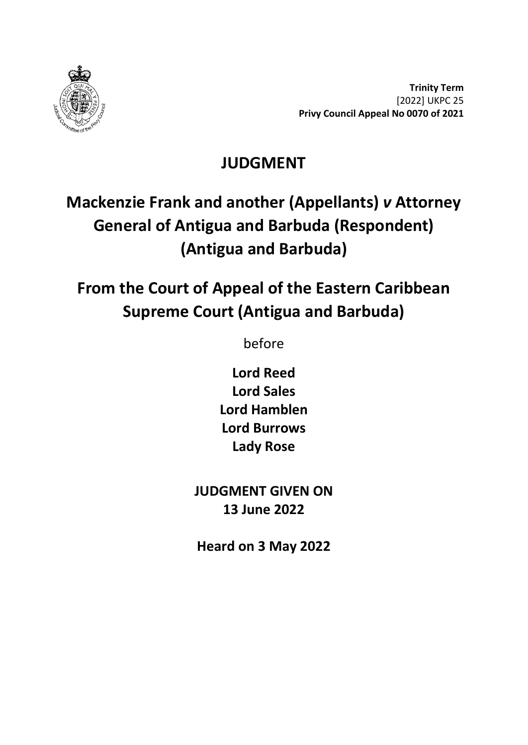**Trinity Term**
[2022] UKPC 25
**Privy Council Appeal No 0070 of 2021**

# JUDGMENT

# Mackenzie Frank and another (Appellants) *v* Attorney General of Antigua and Barbuda (Respondent) (Antigua and Barbuda)

# From the Court of Appeal of the Eastern Caribbean Supreme Court (Antigua and Barbuda)

before

**Lord Reed**
**Lord Sales**
**Lord Hamblen**
**Lord Burrows**
**Lady Rose**

**JUDGMENT GIVEN ON**
**13 June 2022**

**Heard on 3 May 2022**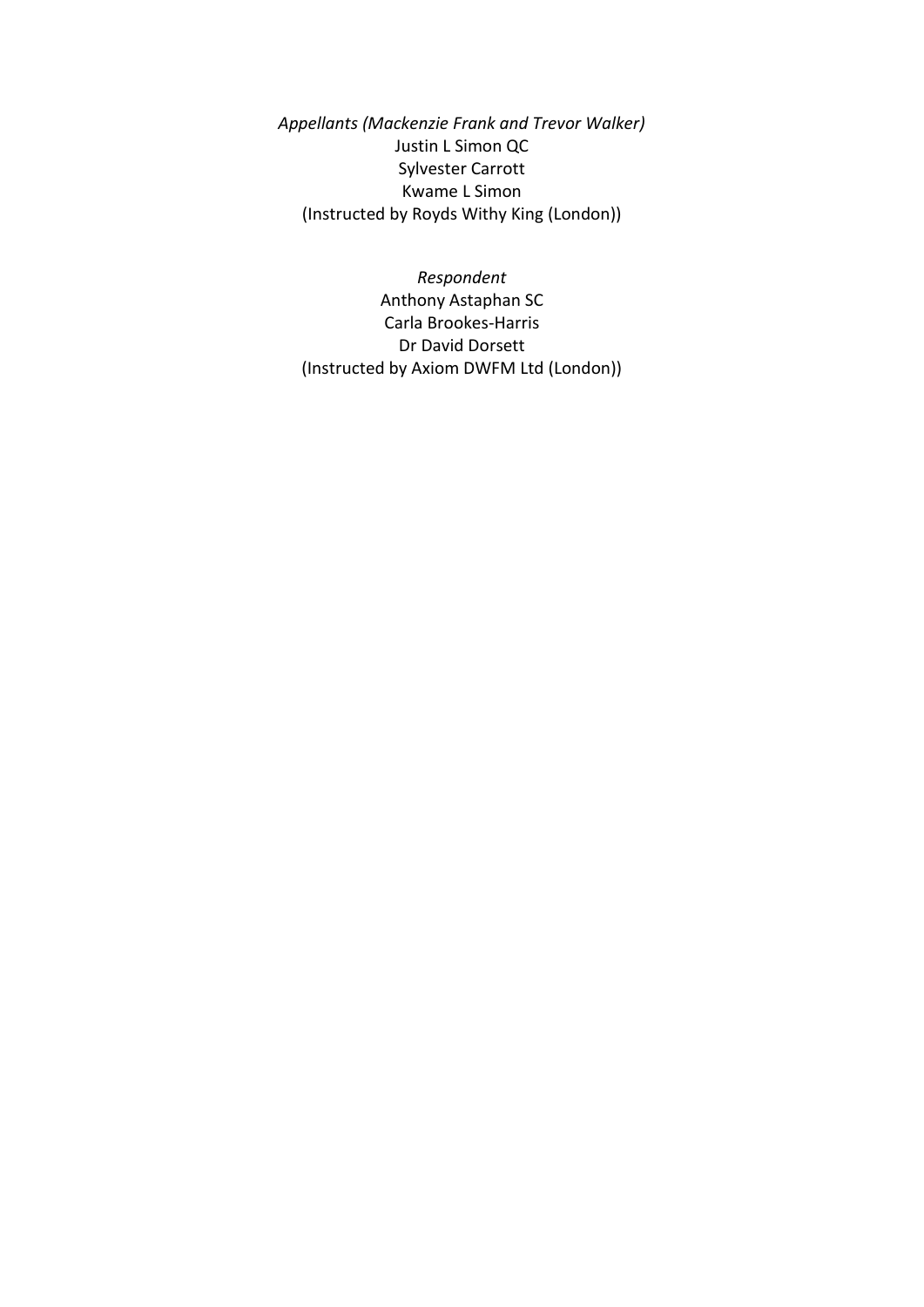*Appellants (Mackenzie Frank and Trevor Walker)*
Justin L Simon QC
Sylvester Carrott
Kwame L Simon
(Instructed by Royds Withy King (London))

*Respondent*
Anthony Astaphan SC
Carla Brookes-Harris
Dr David Dorsett
(Instructed by Axiom DWFM Ltd (London))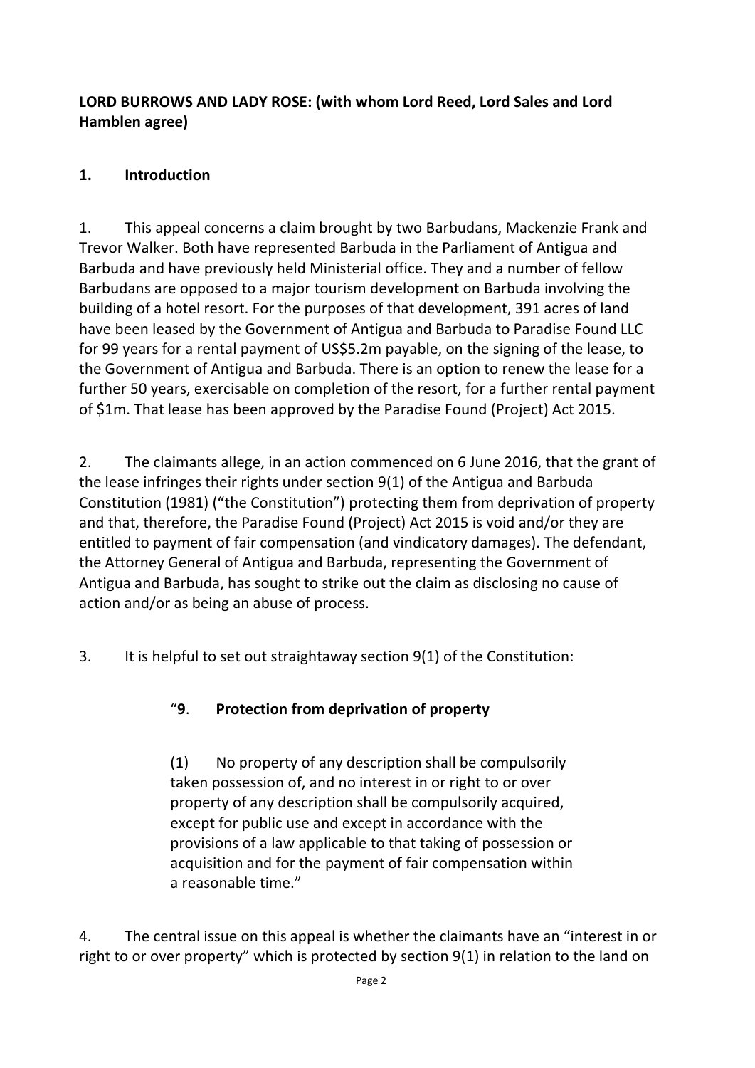**LORD BURROWS AND LADY ROSE: (with whom Lord Reed, Lord Sales and Lord Hamblen agree)**

## 1. Introduction

1. This appeal concerns a claim brought by two Barbudans, Mackenzie Frank and Trevor Walker. Both have represented Barbuda in the Parliament of Antigua and Barbuda and have previously held Ministerial office. They and a number of fellow Barbudans are opposed to a major tourism development on Barbuda involving the building of a hotel resort. For the purposes of that development, 391 acres of land have been leased by the Government of Antigua and Barbuda to Paradise Found LLC for 99 years for a rental payment of US$5.2m payable, on the signing of the lease, to the Government of Antigua and Barbuda. There is an option to renew the lease for a further 50 years, exercisable on completion of the resort, for a further rental payment of $1m. That lease has been approved by the Paradise Found (Project) Act 2015.

2. The claimants allege, in an action commenced on 6 June 2016, that the grant of the lease infringes their rights under section 9(1) of the Antigua and Barbuda Constitution (1981) ("the Constitution") protecting them from deprivation of property and that, therefore, the Paradise Found (Project) Act 2015 is void and/or they are entitled to payment of fair compensation (and vindicatory damages). The defendant, the Attorney General of Antigua and Barbuda, representing the Government of Antigua and Barbuda, has sought to strike out the claim as disclosing no cause of action and/or as being an abuse of process.

3. It is helpful to set out straightaway section 9(1) of the Constitution:

> "**9**. **Protection from deprivation of property**
>
> (1) No property of any description shall be compulsorily taken possession of, and no interest in or right to or over property of any description shall be compulsorily acquired, except for public use and except in accordance with the provisions of a law applicable to that taking of possession or acquisition and for the payment of fair compensation within a reasonable time."

4. The central issue on this appeal is whether the claimants have an "interest in or right to or over property" which is protected by section 9(1) in relation to the land on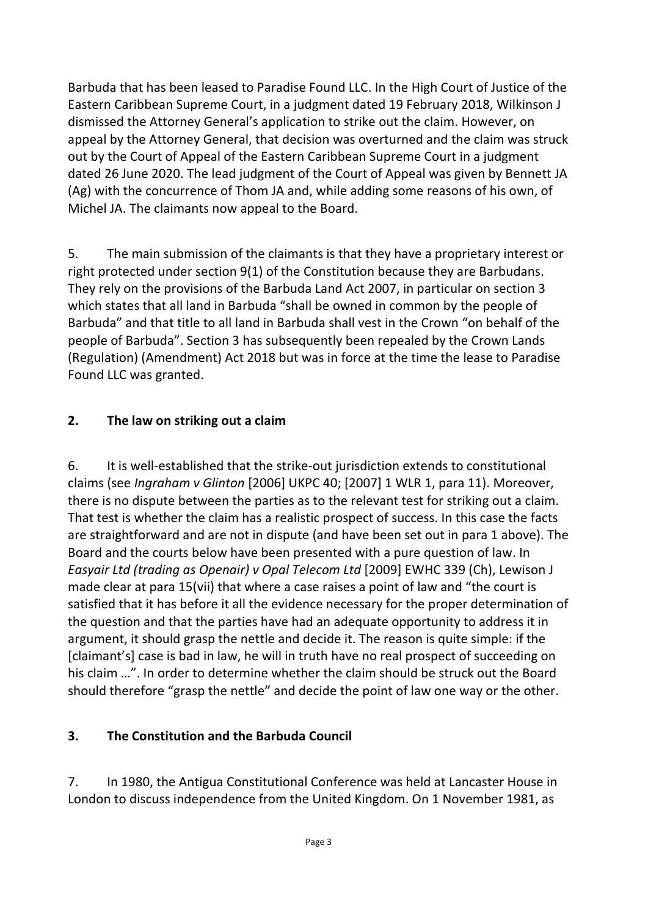Barbuda that has been leased to Paradise Found LLC. In the High Court of Justice of the Eastern Caribbean Supreme Court, in a judgment dated 19 February 2018, Wilkinson J dismissed the Attorney General's application to strike out the claim. However, on appeal by the Attorney General, that decision was overturned and the claim was struck out by the Court of Appeal of the Eastern Caribbean Supreme Court in a judgment dated 26 June 2020. The lead judgment of the Court of Appeal was given by Bennett JA (Ag) with the concurrence of Thom JA and, while adding some reasons of his own, of Michel JA. The claimants now appeal to the Board.

5. The main submission of the claimants is that they have a proprietary interest or right protected under section 9(1) of the Constitution because they are Barbudans. They rely on the provisions of the Barbuda Land Act 2007, in particular on section 3 which states that all land in Barbuda "shall be owned in common by the people of Barbuda" and that title to all land in Barbuda shall vest in the Crown "on behalf of the people of Barbuda". Section 3 has subsequently been repealed by the Crown Lands (Regulation) (Amendment) Act 2018 but was in force at the time the lease to Paradise Found LLC was granted.

## 2. The law on striking out a claim

6. It is well-established that the strike-out jurisdiction extends to constitutional claims (see *Ingraham v Glinton* [2006] UKPC 40; [2007] 1 WLR 1, para 11). Moreover, there is no dispute between the parties as to the relevant test for striking out a claim. That test is whether the claim has a realistic prospect of success. In this case the facts are straightforward and are not in dispute (and have been set out in para 1 above). The Board and the courts below have been presented with a pure question of law. In *Easyair Ltd (trading as Openair) v Opal Telecom Ltd* [2009] EWHC 339 (Ch), Lewison J made clear at para 15(vii) that where a case raises a point of law and "the court is satisfied that it has before it all the evidence necessary for the proper determination of the question and that the parties have had an adequate opportunity to address it in argument, it should grasp the nettle and decide it. The reason is quite simple: if the [claimant's] case is bad in law, he will in truth have no real prospect of succeeding on his claim …". In order to determine whether the claim should be struck out the Board should therefore "grasp the nettle" and decide the point of law one way or the other.

## 3. The Constitution and the Barbuda Council

7. In 1980, the Antigua Constitutional Conference was held at Lancaster House in London to discuss independence from the United Kingdom. On 1 November 1981, as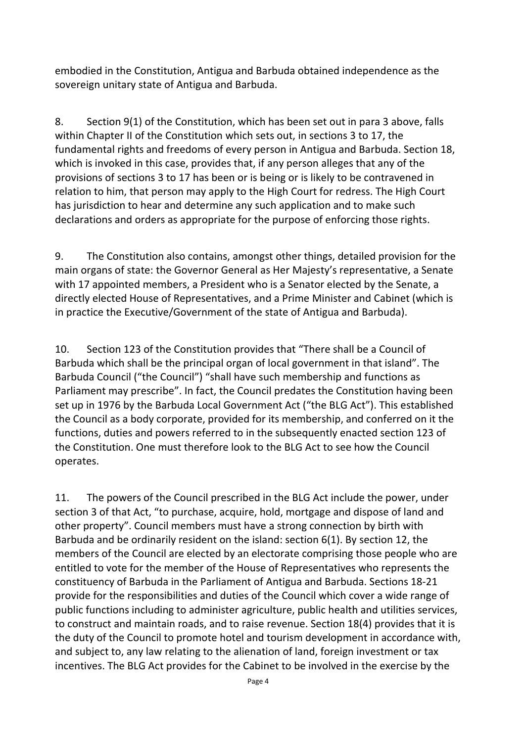embodied in the Constitution, Antigua and Barbuda obtained independence as the sovereign unitary state of Antigua and Barbuda.

8. Section 9(1) of the Constitution, which has been set out in para 3 above, falls within Chapter II of the Constitution which sets out, in sections 3 to 17, the fundamental rights and freedoms of every person in Antigua and Barbuda. Section 18, which is invoked in this case, provides that, if any person alleges that any of the provisions of sections 3 to 17 has been or is being or is likely to be contravened in relation to him, that person may apply to the High Court for redress. The High Court has jurisdiction to hear and determine any such application and to make such declarations and orders as appropriate for the purpose of enforcing those rights.

9. The Constitution also contains, amongst other things, detailed provision for the main organs of state: the Governor General as Her Majesty's representative, a Senate with 17 appointed members, a President who is a Senator elected by the Senate, a directly elected House of Representatives, and a Prime Minister and Cabinet (which is in practice the Executive/Government of the state of Antigua and Barbuda).

10. Section 123 of the Constitution provides that "There shall be a Council of Barbuda which shall be the principal organ of local government in that island". The Barbuda Council ("the Council") "shall have such membership and functions as Parliament may prescribe". In fact, the Council predates the Constitution having been set up in 1976 by the Barbuda Local Government Act ("the BLG Act"). This established the Council as a body corporate, provided for its membership, and conferred on it the functions, duties and powers referred to in the subsequently enacted section 123 of the Constitution. One must therefore look to the BLG Act to see how the Council operates.

11. The powers of the Council prescribed in the BLG Act include the power, under section 3 of that Act, "to purchase, acquire, hold, mortgage and dispose of land and other property". Council members must have a strong connection by birth with Barbuda and be ordinarily resident on the island: section 6(1). By section 12, the members of the Council are elected by an electorate comprising those people who are entitled to vote for the member of the House of Representatives who represents the constituency of Barbuda in the Parliament of Antigua and Barbuda. Sections 18-21 provide for the responsibilities and duties of the Council which cover a wide range of public functions including to administer agriculture, public health and utilities services, to construct and maintain roads, and to raise revenue. Section 18(4) provides that it is the duty of the Council to promote hotel and tourism development in accordance with, and subject to, any law relating to the alienation of land, foreign investment or tax incentives. The BLG Act provides for the Cabinet to be involved in the exercise by the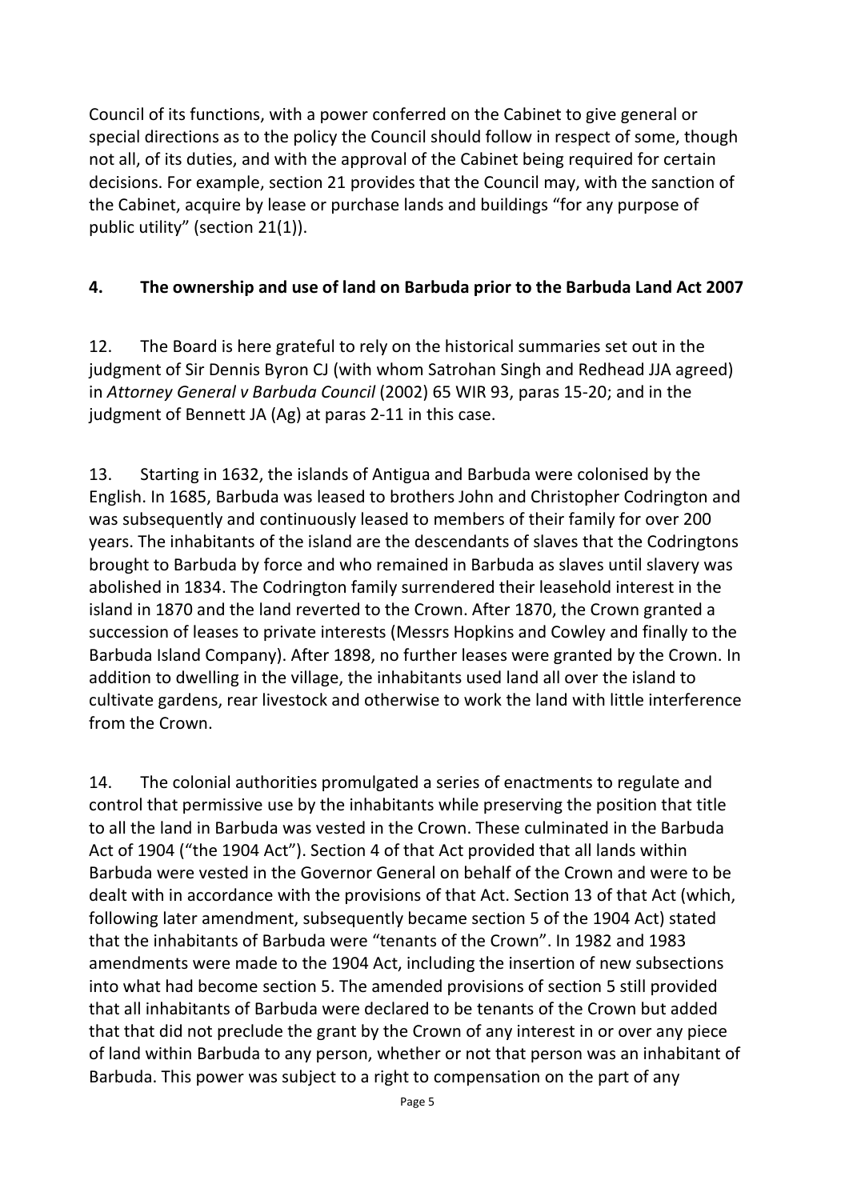Council of its functions, with a power conferred on the Cabinet to give general or special directions as to the policy the Council should follow in respect of some, though not all, of its duties, and with the approval of the Cabinet being required for certain decisions. For example, section 21 provides that the Council may, with the sanction of the Cabinet, acquire by lease or purchase lands and buildings "for any purpose of public utility" (section 21(1)).

## 4. The ownership and use of land on Barbuda prior to the Barbuda Land Act 2007

12. The Board is here grateful to rely on the historical summaries set out in the judgment of Sir Dennis Byron CJ (with whom Satrohan Singh and Redhead JJA agreed) in *Attorney General v Barbuda Council* (2002) 65 WIR 93, paras 15-20; and in the judgment of Bennett JA (Ag) at paras 2-11 in this case.

13. Starting in 1632, the islands of Antigua and Barbuda were colonised by the English. In 1685, Barbuda was leased to brothers John and Christopher Codrington and was subsequently and continuously leased to members of their family for over 200 years. The inhabitants of the island are the descendants of slaves that the Codringtons brought to Barbuda by force and who remained in Barbuda as slaves until slavery was abolished in 1834. The Codrington family surrendered their leasehold interest in the island in 1870 and the land reverted to the Crown. After 1870, the Crown granted a succession of leases to private interests (Messrs Hopkins and Cowley and finally to the Barbuda Island Company). After 1898, no further leases were granted by the Crown. In addition to dwelling in the village, the inhabitants used land all over the island to cultivate gardens, rear livestock and otherwise to work the land with little interference from the Crown.

14. The colonial authorities promulgated a series of enactments to regulate and control that permissive use by the inhabitants while preserving the position that title to all the land in Barbuda was vested in the Crown. These culminated in the Barbuda Act of 1904 ("the 1904 Act"). Section 4 of that Act provided that all lands within Barbuda were vested in the Governor General on behalf of the Crown and were to be dealt with in accordance with the provisions of that Act. Section 13 of that Act (which, following later amendment, subsequently became section 5 of the 1904 Act) stated that the inhabitants of Barbuda were "tenants of the Crown". In 1982 and 1983 amendments were made to the 1904 Act, including the insertion of new subsections into what had become section 5. The amended provisions of section 5 still provided that all inhabitants of Barbuda were declared to be tenants of the Crown but added that that did not preclude the grant by the Crown of any interest in or over any piece of land within Barbuda to any person, whether or not that person was an inhabitant of Barbuda. This power was subject to a right to compensation on the part of any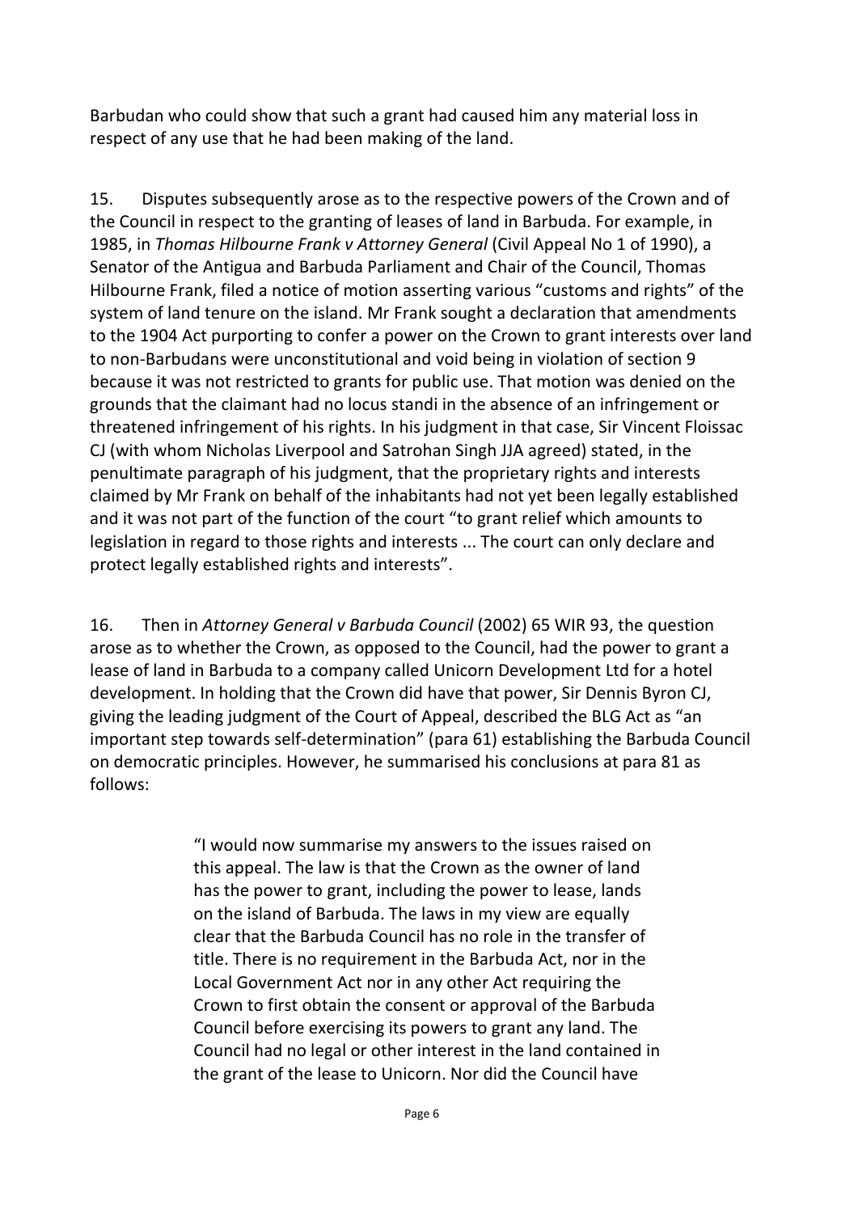Barbudan who could show that such a grant had caused him any material loss in respect of any use that he had been making of the land.

15. Disputes subsequently arose as to the respective powers of the Crown and of the Council in respect to the granting of leases of land in Barbuda. For example, in 1985, in *Thomas Hilbourne Frank v Attorney General* (Civil Appeal No 1 of 1990), a Senator of the Antigua and Barbuda Parliament and Chair of the Council, Thomas Hilbourne Frank, filed a notice of motion asserting various "customs and rights" of the system of land tenure on the island. Mr Frank sought a declaration that amendments to the 1904 Act purporting to confer a power on the Crown to grant interests over land to non-Barbudans were unconstitutional and void being in violation of section 9 because it was not restricted to grants for public use. That motion was denied on the grounds that the claimant had no locus standi in the absence of an infringement or threatened infringement of his rights. In his judgment in that case, Sir Vincent Floissac CJ (with whom Nicholas Liverpool and Satrohan Singh JJA agreed) stated, in the penultimate paragraph of his judgment, that the proprietary rights and interests claimed by Mr Frank on behalf of the inhabitants had not yet been legally established and it was not part of the function of the court "to grant relief which amounts to legislation in regard to those rights and interests ... The court can only declare and protect legally established rights and interests".

16. Then in *Attorney General v Barbuda Council* (2002) 65 WIR 93, the question arose as to whether the Crown, as opposed to the Council, had the power to grant a lease of land in Barbuda to a company called Unicorn Development Ltd for a hotel development. In holding that the Crown did have that power, Sir Dennis Byron CJ, giving the leading judgment of the Court of Appeal, described the BLG Act as "an important step towards self-determination" (para 61) establishing the Barbuda Council on democratic principles. However, he summarised his conclusions at para 81 as follows:

> "I would now summarise my answers to the issues raised on this appeal. The law is that the Crown as the owner of land has the power to grant, including the power to lease, lands on the island of Barbuda. The laws in my view are equally clear that the Barbuda Council has no role in the transfer of title. There is no requirement in the Barbuda Act, nor in the Local Government Act nor in any other Act requiring the Crown to first obtain the consent or approval of the Barbuda Council before exercising its powers to grant any land. The Council had no legal or other interest in the land contained in the grant of the lease to Unicorn. Nor did the Council have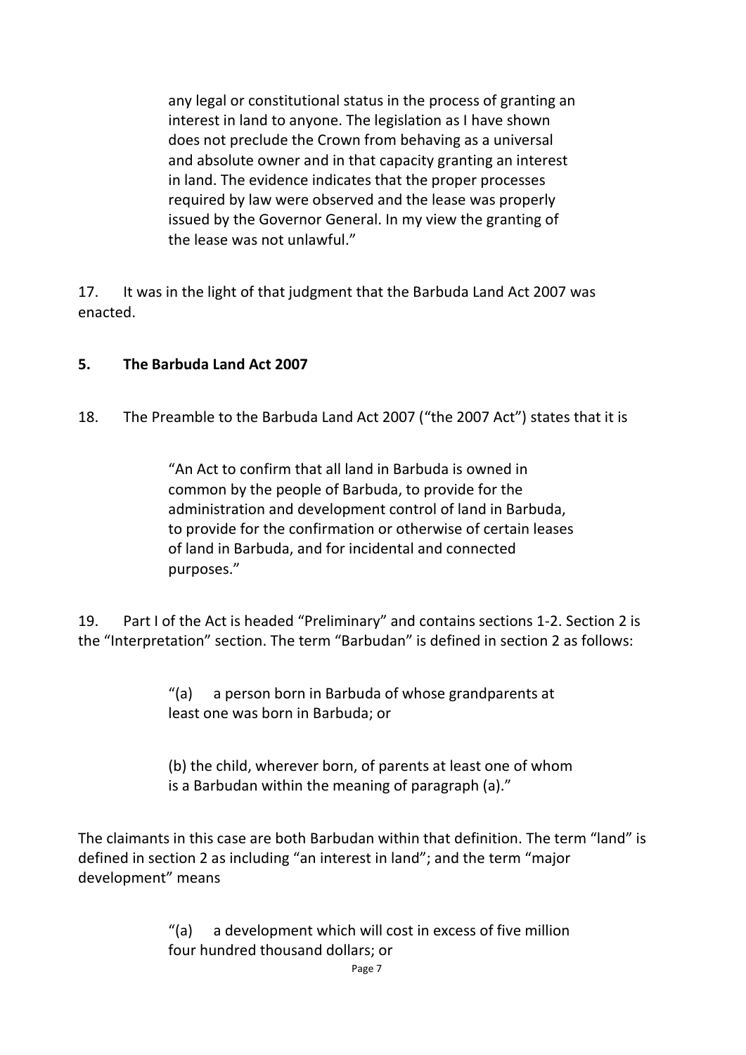> any legal or constitutional status in the process of granting an interest in land to anyone. The legislation as I have shown does not preclude the Crown from behaving as a universal and absolute owner and in that capacity granting an interest in land. The evidence indicates that the proper processes required by law were observed and the lease was properly issued by the Governor General. In my view the granting of the lease was not unlawful."

17. It was in the light of that judgment that the Barbuda Land Act 2007 was enacted.

## 5. The Barbuda Land Act 2007

18. The Preamble to the Barbuda Land Act 2007 ("the 2007 Act") states that it is

> "An Act to confirm that all land in Barbuda is owned in common by the people of Barbuda, to provide for the administration and development control of land in Barbuda, to provide for the confirmation or otherwise of certain leases of land in Barbuda, and for incidental and connected purposes."

19. Part I of the Act is headed "Preliminary" and contains sections 1-2. Section 2 is the "Interpretation" section. The term "Barbudan" is defined in section 2 as follows:

> "(a) a person born in Barbuda of whose grandparents at least one was born in Barbuda; or
>
> (b) the child, wherever born, of parents at least one of whom is a Barbudan within the meaning of paragraph (a)."

The claimants in this case are both Barbudan within that definition. The term "land" is defined in section 2 as including "an interest in land"; and the term "major development" means

> "(a) a development which will cost in excess of five million four hundred thousand dollars; or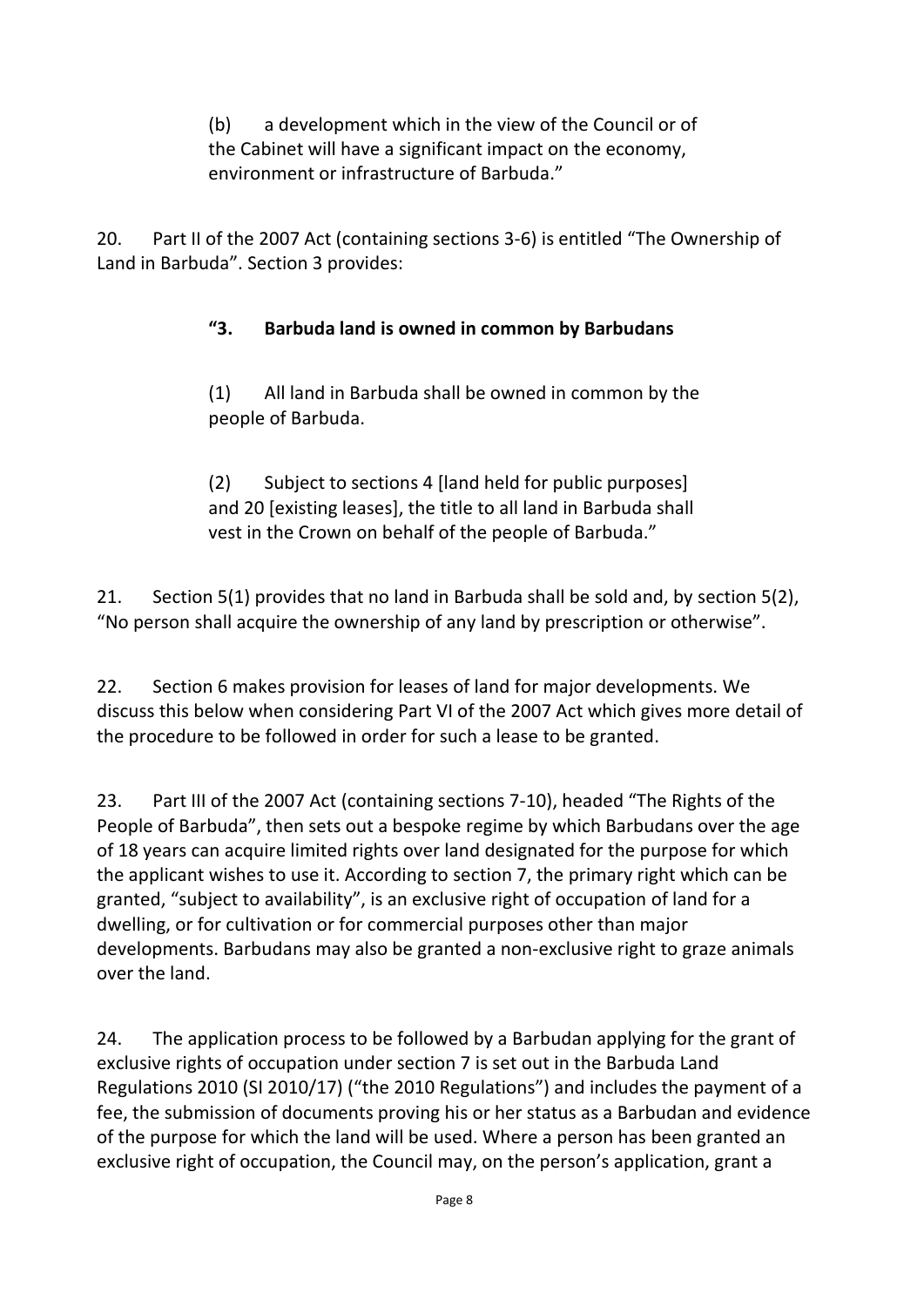(b) a development which in the view of the Council or of the Cabinet will have a significant impact on the economy, environment or infrastructure of Barbuda."

20. Part II of the 2007 Act (containing sections 3-6) is entitled "The Ownership of Land in Barbuda". Section 3 provides:

> **"3. Barbuda land is owned in common by Barbudans**
>
> (1) All land in Barbuda shall be owned in common by the people of Barbuda.
>
> (2) Subject to sections 4 [land held for public purposes] and 20 [existing leases], the title to all land in Barbuda shall vest in the Crown on behalf of the people of Barbuda."

21. Section 5(1) provides that no land in Barbuda shall be sold and, by section 5(2), "No person shall acquire the ownership of any land by prescription or otherwise".

22. Section 6 makes provision for leases of land for major developments. We discuss this below when considering Part VI of the 2007 Act which gives more detail of the procedure to be followed in order for such a lease to be granted.

23. Part III of the 2007 Act (containing sections 7-10), headed "The Rights of the People of Barbuda", then sets out a bespoke regime by which Barbudans over the age of 18 years can acquire limited rights over land designated for the purpose for which the applicant wishes to use it. According to section 7, the primary right which can be granted, "subject to availability", is an exclusive right of occupation of land for a dwelling, or for cultivation or for commercial purposes other than major developments. Barbudans may also be granted a non-exclusive right to graze animals over the land.

24. The application process to be followed by a Barbudan applying for the grant of exclusive rights of occupation under section 7 is set out in the Barbuda Land Regulations 2010 (SI 2010/17) ("the 2010 Regulations") and includes the payment of a fee, the submission of documents proving his or her status as a Barbudan and evidence of the purpose for which the land will be used. Where a person has been granted an exclusive right of occupation, the Council may, on the person's application, grant a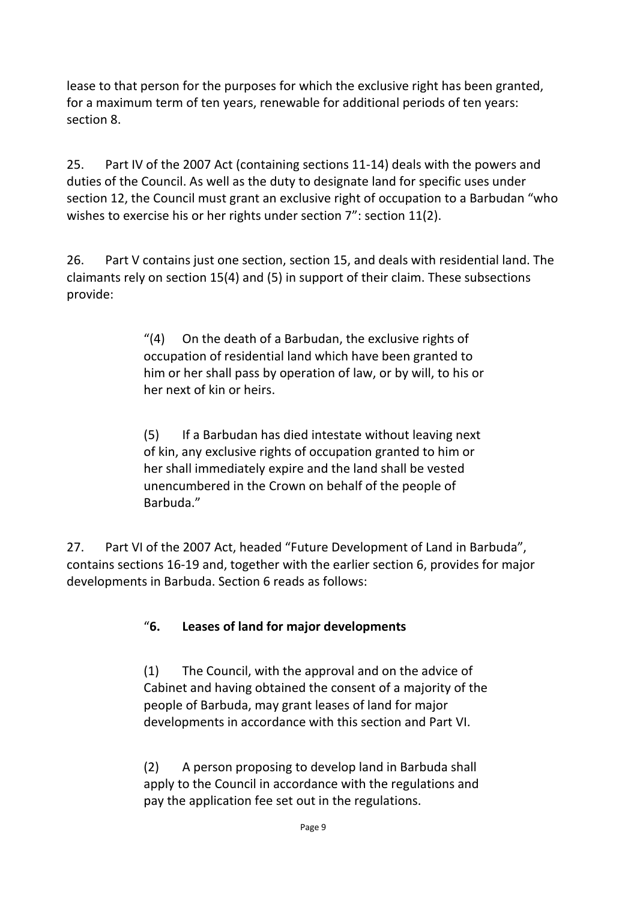lease to that person for the purposes for which the exclusive right has been granted, for a maximum term of ten years, renewable for additional periods of ten years: section 8.

25. Part IV of the 2007 Act (containing sections 11-14) deals with the powers and duties of the Council. As well as the duty to designate land for specific uses under section 12, the Council must grant an exclusive right of occupation to a Barbudan "who wishes to exercise his or her rights under section 7": section 11(2).

26. Part V contains just one section, section 15, and deals with residential land. The claimants rely on section 15(4) and (5) in support of their claim. These subsections provide:

> "(4) On the death of a Barbudan, the exclusive rights of occupation of residential land which have been granted to him or her shall pass by operation of law, or by will, to his or her next of kin or heirs.
>
> (5) If a Barbudan has died intestate without leaving next of kin, any exclusive rights of occupation granted to him or her shall immediately expire and the land shall be vested unencumbered in the Crown on behalf of the people of Barbuda."

27. Part VI of the 2007 Act, headed "Future Development of Land in Barbuda", contains sections 16-19 and, together with the earlier section 6, provides for major developments in Barbuda. Section 6 reads as follows:

> "**6. Leases of land for major developments**
>
> (1) The Council, with the approval and on the advice of Cabinet and having obtained the consent of a majority of the people of Barbuda, may grant leases of land for major developments in accordance with this section and Part VI.
>
> (2) A person proposing to develop land in Barbuda shall apply to the Council in accordance with the regulations and pay the application fee set out in the regulations.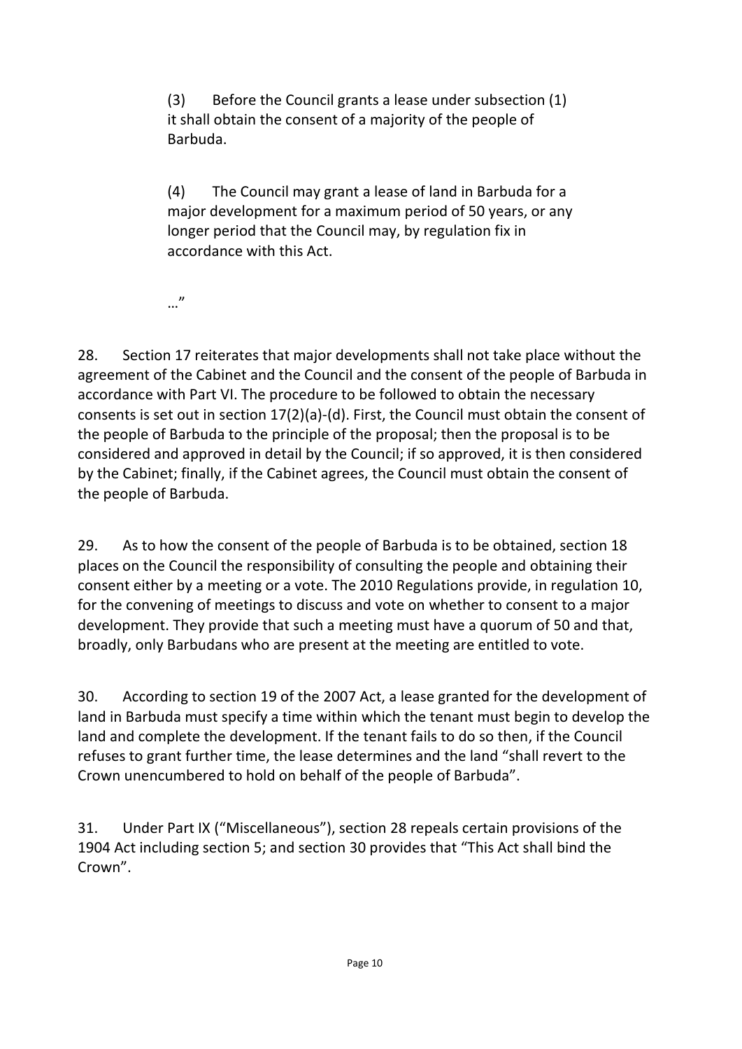> (3) Before the Council grants a lease under subsection (1) it shall obtain the consent of a majority of the people of Barbuda.
>
> (4) The Council may grant a lease of land in Barbuda for a major development for a maximum period of 50 years, or any longer period that the Council may, by regulation fix in accordance with this Act.
>
> …"

28. Section 17 reiterates that major developments shall not take place without the agreement of the Cabinet and the Council and the consent of the people of Barbuda in accordance with Part VI. The procedure to be followed to obtain the necessary consents is set out in section 17(2)(a)-(d). First, the Council must obtain the consent of the people of Barbuda to the principle of the proposal; then the proposal is to be considered and approved in detail by the Council; if so approved, it is then considered by the Cabinet; finally, if the Cabinet agrees, the Council must obtain the consent of the people of Barbuda.

29. As to how the consent of the people of Barbuda is to be obtained, section 18 places on the Council the responsibility of consulting the people and obtaining their consent either by a meeting or a vote. The 2010 Regulations provide, in regulation 10, for the convening of meetings to discuss and vote on whether to consent to a major development. They provide that such a meeting must have a quorum of 50 and that, broadly, only Barbudans who are present at the meeting are entitled to vote.

30. According to section 19 of the 2007 Act, a lease granted for the development of land in Barbuda must specify a time within which the tenant must begin to develop the land and complete the development. If the tenant fails to do so then, if the Council refuses to grant further time, the lease determines and the land "shall revert to the Crown unencumbered to hold on behalf of the people of Barbuda".

31. Under Part IX ("Miscellaneous"), section 28 repeals certain provisions of the 1904 Act including section 5; and section 30 provides that "This Act shall bind the Crown".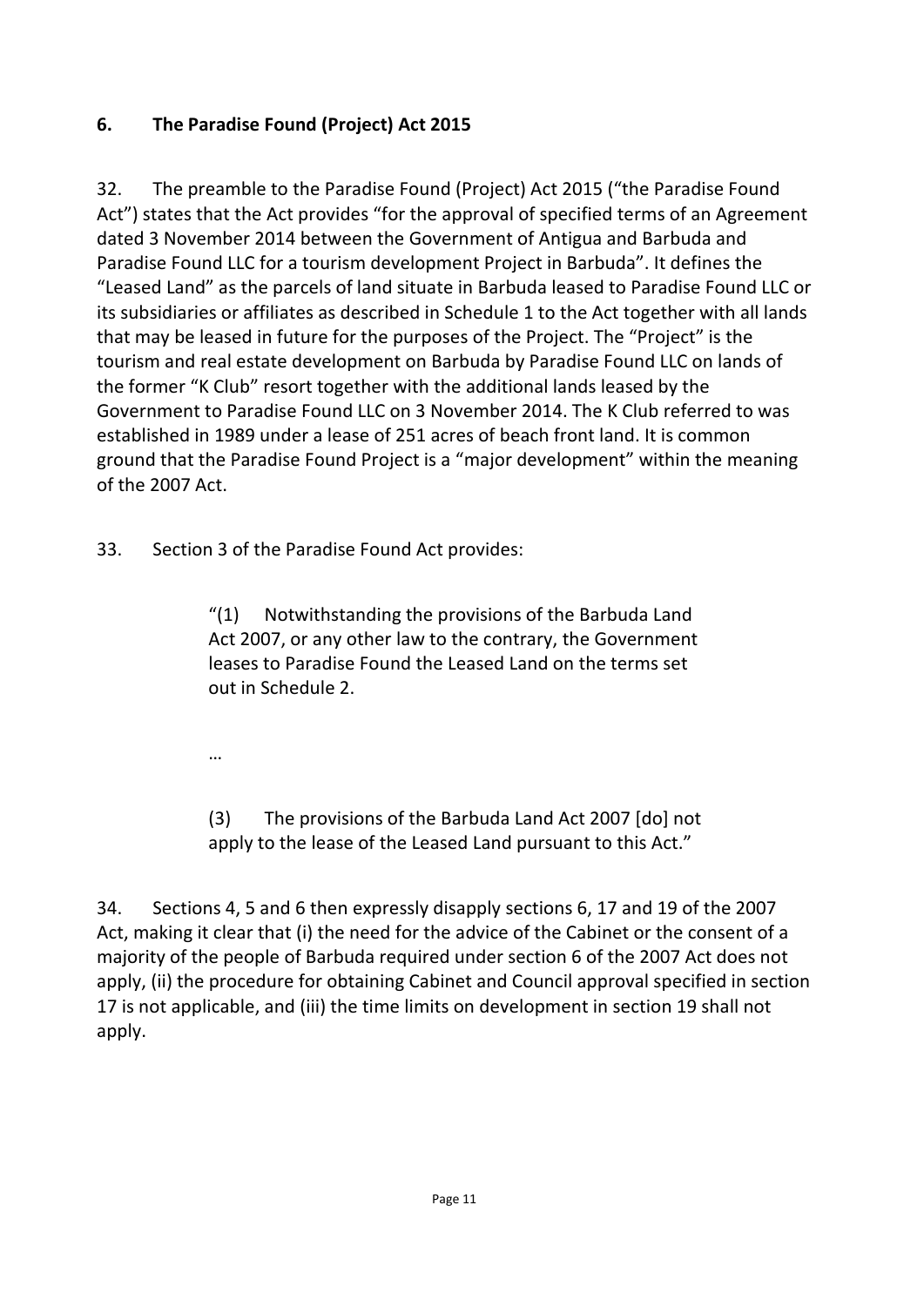## 6. The Paradise Found (Project) Act 2015

32. The preamble to the Paradise Found (Project) Act 2015 ("the Paradise Found Act") states that the Act provides "for the approval of specified terms of an Agreement dated 3 November 2014 between the Government of Antigua and Barbuda and Paradise Found LLC for a tourism development Project in Barbuda". It defines the "Leased Land" as the parcels of land situate in Barbuda leased to Paradise Found LLC or its subsidiaries or affiliates as described in Schedule 1 to the Act together with all lands that may be leased in future for the purposes of the Project. The "Project" is the tourism and real estate development on Barbuda by Paradise Found LLC on lands of the former "K Club" resort together with the additional lands leased by the Government to Paradise Found LLC on 3 November 2014. The K Club referred to was established in 1989 under a lease of 251 acres of beach front land. It is common ground that the Paradise Found Project is a "major development" within the meaning of the 2007 Act.

33. Section 3 of the Paradise Found Act provides:

> "(1) Notwithstanding the provisions of the Barbuda Land Act 2007, or any other law to the contrary, the Government leases to Paradise Found the Leased Land on the terms set out in Schedule 2.
>
> …
>
> (3) The provisions of the Barbuda Land Act 2007 [do] not apply to the lease of the Leased Land pursuant to this Act."

34. Sections 4, 5 and 6 then expressly disapply sections 6, 17 and 19 of the 2007 Act, making it clear that (i) the need for the advice of the Cabinet or the consent of a majority of the people of Barbuda required under section 6 of the 2007 Act does not apply, (ii) the procedure for obtaining Cabinet and Council approval specified in section 17 is not applicable, and (iii) the time limits on development in section 19 shall not apply.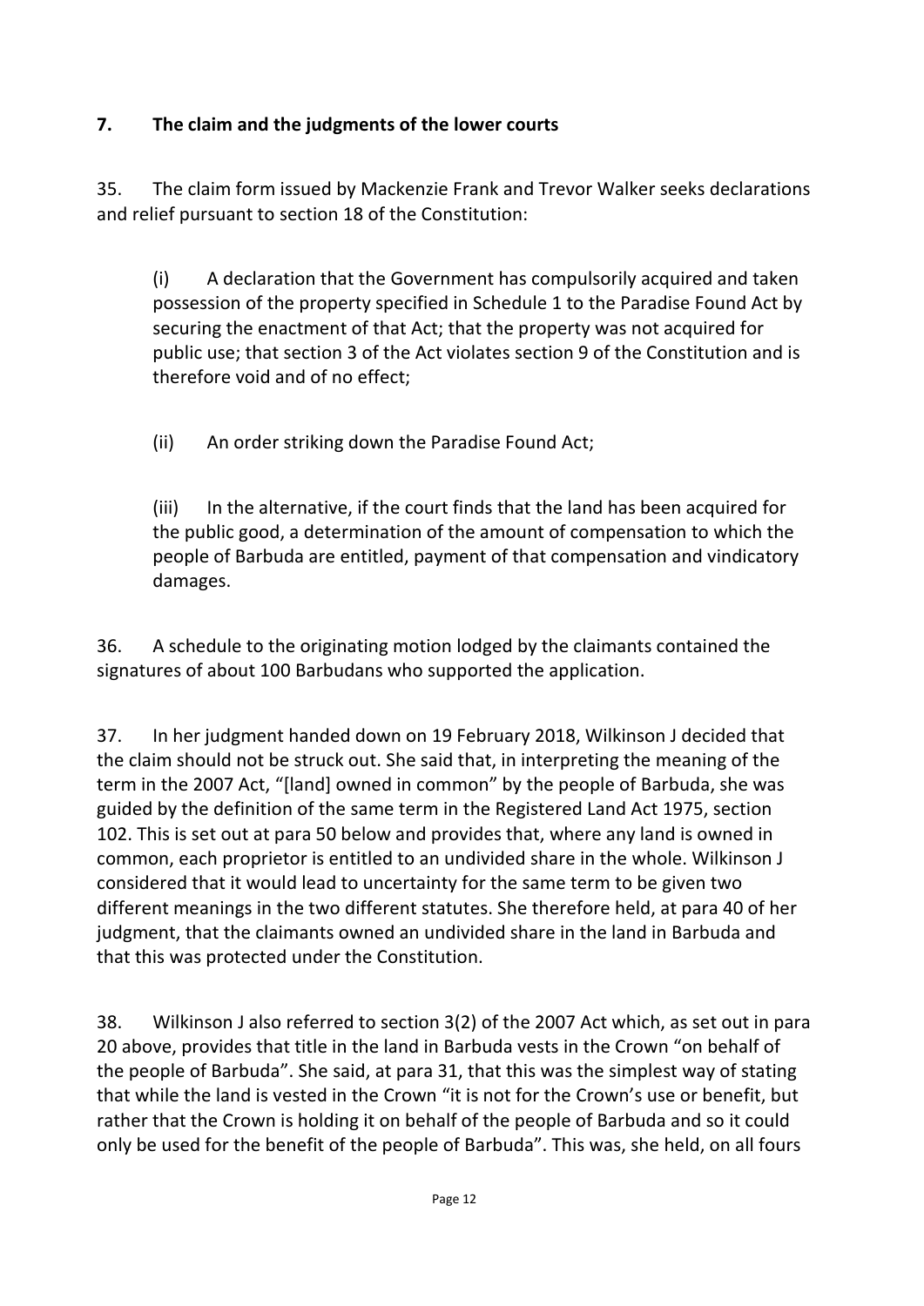## 7. The claim and the judgments of the lower courts

35. The claim form issued by Mackenzie Frank and Trevor Walker seeks declarations and relief pursuant to section 18 of the Constitution:

> (i) A declaration that the Government has compulsorily acquired and taken possession of the property specified in Schedule 1 to the Paradise Found Act by securing the enactment of that Act; that the property was not acquired for public use; that section 3 of the Act violates section 9 of the Constitution and is therefore void and of no effect;
>
> (ii) An order striking down the Paradise Found Act;
>
> (iii) In the alternative, if the court finds that the land has been acquired for the public good, a determination of the amount of compensation to which the people of Barbuda are entitled, payment of that compensation and vindicatory damages.

36. A schedule to the originating motion lodged by the claimants contained the signatures of about 100 Barbudans who supported the application.

37. In her judgment handed down on 19 February 2018, Wilkinson J decided that the claim should not be struck out. She said that, in interpreting the meaning of the term in the 2007 Act, "[land] owned in common" by the people of Barbuda, she was guided by the definition of the same term in the Registered Land Act 1975, section 102. This is set out at para 50 below and provides that, where any land is owned in common, each proprietor is entitled to an undivided share in the whole. Wilkinson J considered that it would lead to uncertainty for the same term to be given two different meanings in the two different statutes. She therefore held, at para 40 of her judgment, that the claimants owned an undivided share in the land in Barbuda and that this was protected under the Constitution.

38. Wilkinson J also referred to section 3(2) of the 2007 Act which, as set out in para 20 above, provides that title in the land in Barbuda vests in the Crown "on behalf of the people of Barbuda". She said, at para 31, that this was the simplest way of stating that while the land is vested in the Crown "it is not for the Crown's use or benefit, but rather that the Crown is holding it on behalf of the people of Barbuda and so it could only be used for the benefit of the people of Barbuda". This was, she held, on all fours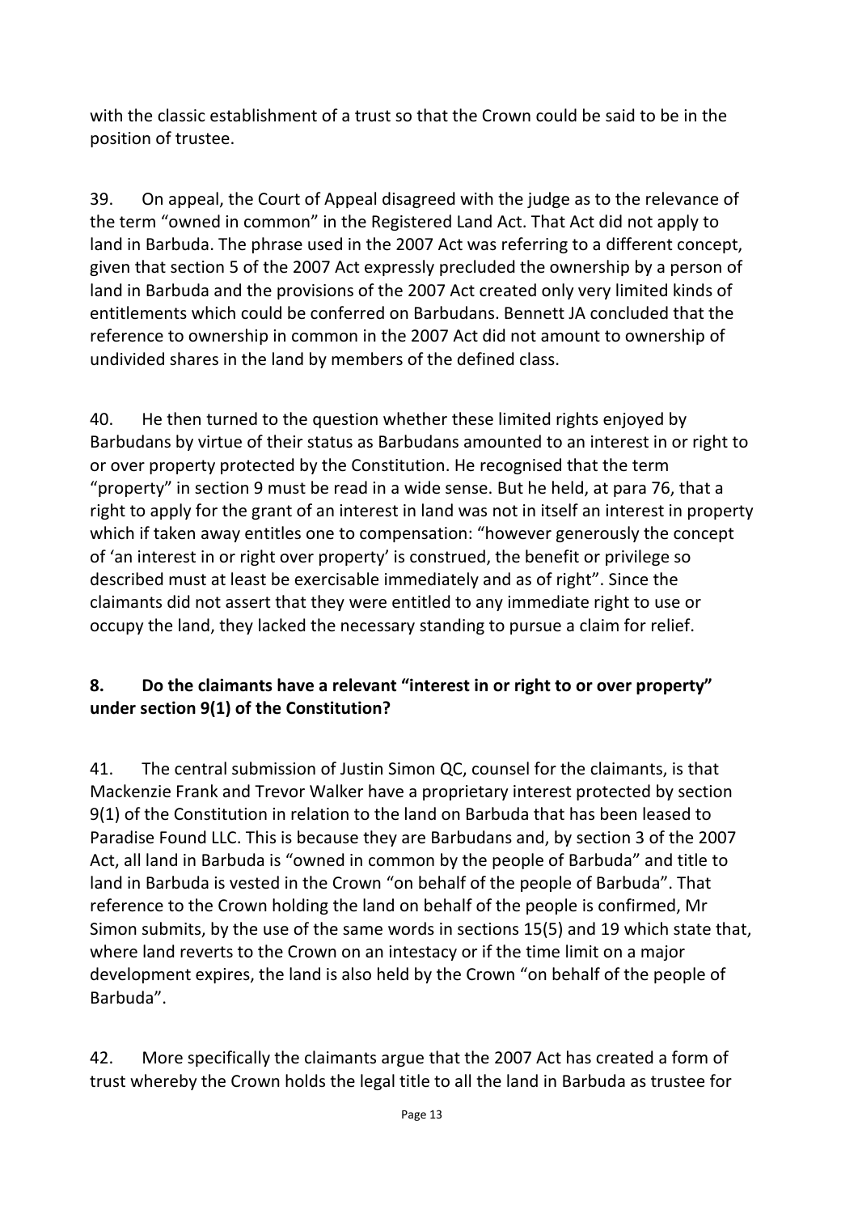with the classic establishment of a trust so that the Crown could be said to be in the position of trustee.

39. On appeal, the Court of Appeal disagreed with the judge as to the relevance of the term "owned in common" in the Registered Land Act. That Act did not apply to land in Barbuda. The phrase used in the 2007 Act was referring to a different concept, given that section 5 of the 2007 Act expressly precluded the ownership by a person of land in Barbuda and the provisions of the 2007 Act created only very limited kinds of entitlements which could be conferred on Barbudans. Bennett JA concluded that the reference to ownership in common in the 2007 Act did not amount to ownership of undivided shares in the land by members of the defined class.

40. He then turned to the question whether these limited rights enjoyed by Barbudans by virtue of their status as Barbudans amounted to an interest in or right to or over property protected by the Constitution. He recognised that the term "property" in section 9 must be read in a wide sense. But he held, at para 76, that a right to apply for the grant of an interest in land was not in itself an interest in property which if taken away entitles one to compensation: "however generously the concept of 'an interest in or right over property' is construed, the benefit or privilege so described must at least be exercisable immediately and as of right". Since the claimants did not assert that they were entitled to any immediate right to use or occupy the land, they lacked the necessary standing to pursue a claim for relief.

## 8. Do the claimants have a relevant "interest in or right to or over property" under section 9(1) of the Constitution?

41. The central submission of Justin Simon QC, counsel for the claimants, is that Mackenzie Frank and Trevor Walker have a proprietary interest protected by section 9(1) of the Constitution in relation to the land on Barbuda that has been leased to Paradise Found LLC. This is because they are Barbudans and, by section 3 of the 2007 Act, all land in Barbuda is "owned in common by the people of Barbuda" and title to land in Barbuda is vested in the Crown "on behalf of the people of Barbuda". That reference to the Crown holding the land on behalf of the people is confirmed, Mr Simon submits, by the use of the same words in sections 15(5) and 19 which state that, where land reverts to the Crown on an intestacy or if the time limit on a major development expires, the land is also held by the Crown "on behalf of the people of Barbuda".

42. More specifically the claimants argue that the 2007 Act has created a form of trust whereby the Crown holds the legal title to all the land in Barbuda as trustee for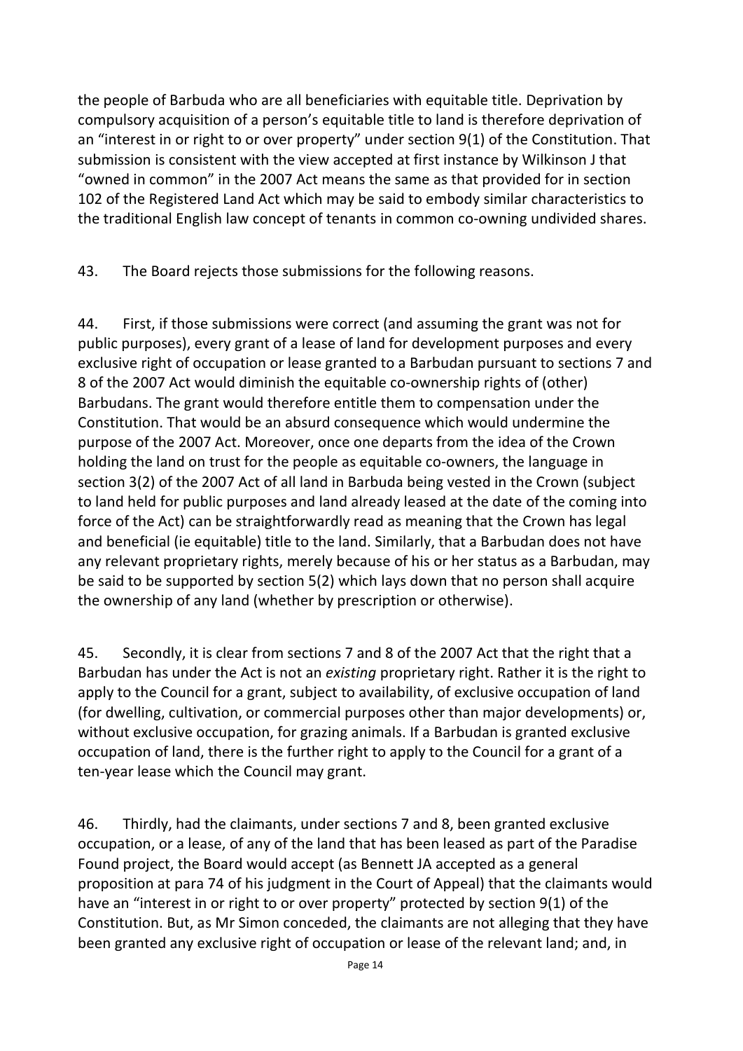the people of Barbuda who are all beneficiaries with equitable title. Deprivation by compulsory acquisition of a person's equitable title to land is therefore deprivation of an "interest in or right to or over property" under section 9(1) of the Constitution. That submission is consistent with the view accepted at first instance by Wilkinson J that "owned in common" in the 2007 Act means the same as that provided for in section 102 of the Registered Land Act which may be said to embody similar characteristics to the traditional English law concept of tenants in common co-owning undivided shares.

43. The Board rejects those submissions for the following reasons.

44. First, if those submissions were correct (and assuming the grant was not for public purposes), every grant of a lease of land for development purposes and every exclusive right of occupation or lease granted to a Barbudan pursuant to sections 7 and 8 of the 2007 Act would diminish the equitable co-ownership rights of (other) Barbudans. The grant would therefore entitle them to compensation under the Constitution. That would be an absurd consequence which would undermine the purpose of the 2007 Act. Moreover, once one departs from the idea of the Crown holding the land on trust for the people as equitable co-owners, the language in section 3(2) of the 2007 Act of all land in Barbuda being vested in the Crown (subject to land held for public purposes and land already leased at the date of the coming into force of the Act) can be straightforwardly read as meaning that the Crown has legal and beneficial (ie equitable) title to the land. Similarly, that a Barbudan does not have any relevant proprietary rights, merely because of his or her status as a Barbudan, may be said to be supported by section 5(2) which lays down that no person shall acquire the ownership of any land (whether by prescription or otherwise).

45. Secondly, it is clear from sections 7 and 8 of the 2007 Act that the right that a Barbudan has under the Act is not an *existing* proprietary right. Rather it is the right to apply to the Council for a grant, subject to availability, of exclusive occupation of land (for dwelling, cultivation, or commercial purposes other than major developments) or, without exclusive occupation, for grazing animals. If a Barbudan is granted exclusive occupation of land, there is the further right to apply to the Council for a grant of a ten-year lease which the Council may grant.

46. Thirdly, had the claimants, under sections 7 and 8, been granted exclusive occupation, or a lease, of any of the land that has been leased as part of the Paradise Found project, the Board would accept (as Bennett JA accepted as a general proposition at para 74 of his judgment in the Court of Appeal) that the claimants would have an "interest in or right to or over property" protected by section 9(1) of the Constitution. But, as Mr Simon conceded, the claimants are not alleging that they have been granted any exclusive right of occupation or lease of the relevant land; and, in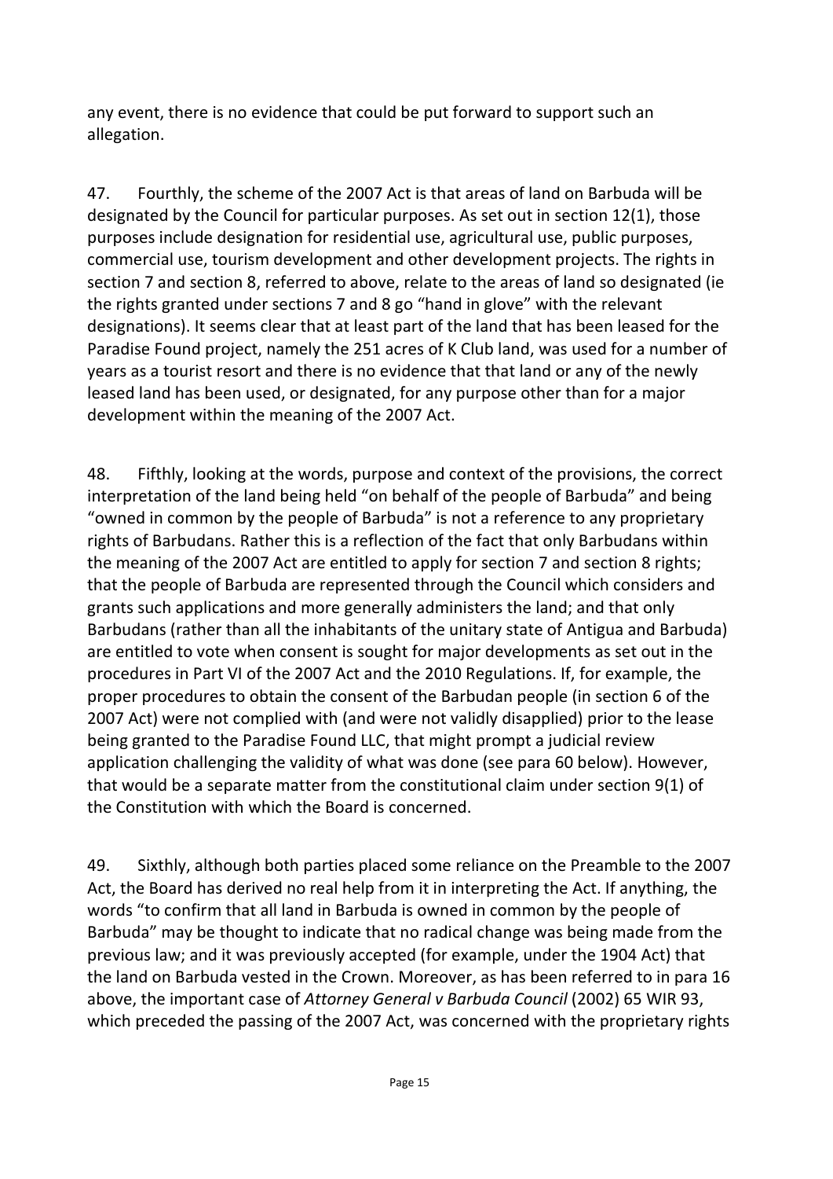any event, there is no evidence that could be put forward to support such an allegation.

47. Fourthly, the scheme of the 2007 Act is that areas of land on Barbuda will be designated by the Council for particular purposes. As set out in section 12(1), those purposes include designation for residential use, agricultural use, public purposes, commercial use, tourism development and other development projects. The rights in section 7 and section 8, referred to above, relate to the areas of land so designated (ie the rights granted under sections 7 and 8 go "hand in glove" with the relevant designations). It seems clear that at least part of the land that has been leased for the Paradise Found project, namely the 251 acres of K Club land, was used for a number of years as a tourist resort and there is no evidence that that land or any of the newly leased land has been used, or designated, for any purpose other than for a major development within the meaning of the 2007 Act.

48. Fifthly, looking at the words, purpose and context of the provisions, the correct interpretation of the land being held "on behalf of the people of Barbuda" and being "owned in common by the people of Barbuda" is not a reference to any proprietary rights of Barbudans. Rather this is a reflection of the fact that only Barbudans within the meaning of the 2007 Act are entitled to apply for section 7 and section 8 rights; that the people of Barbuda are represented through the Council which considers and grants such applications and more generally administers the land; and that only Barbudans (rather than all the inhabitants of the unitary state of Antigua and Barbuda) are entitled to vote when consent is sought for major developments as set out in the procedures in Part VI of the 2007 Act and the 2010 Regulations. If, for example, the proper procedures to obtain the consent of the Barbudan people (in section 6 of the 2007 Act) were not complied with (and were not validly disapplied) prior to the lease being granted to the Paradise Found LLC, that might prompt a judicial review application challenging the validity of what was done (see para 60 below). However, that would be a separate matter from the constitutional claim under section 9(1) of the Constitution with which the Board is concerned.

49. Sixthly, although both parties placed some reliance on the Preamble to the 2007 Act, the Board has derived no real help from it in interpreting the Act. If anything, the words "to confirm that all land in Barbuda is owned in common by the people of Barbuda" may be thought to indicate that no radical change was being made from the previous law; and it was previously accepted (for example, under the 1904 Act) that the land on Barbuda vested in the Crown. Moreover, as has been referred to in para 16 above, the important case of *Attorney General v Barbuda Council* (2002) 65 WIR 93, which preceded the passing of the 2007 Act, was concerned with the proprietary rights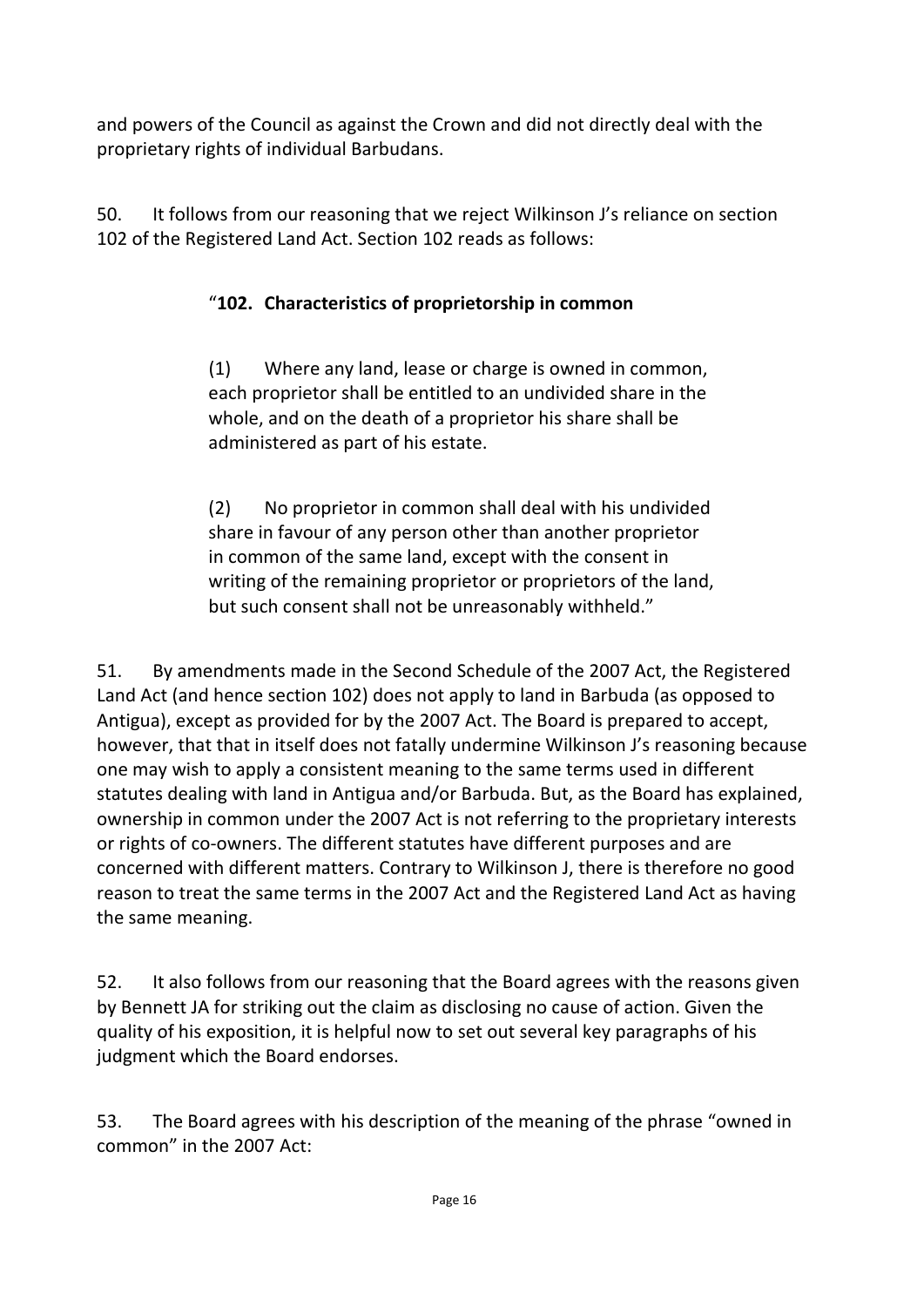and powers of the Council as against the Crown and did not directly deal with the proprietary rights of individual Barbudans.

50. It follows from our reasoning that we reject Wilkinson J's reliance on section 102 of the Registered Land Act. Section 102 reads as follows:

> "**102. Characteristics of proprietorship in common**
>
> (1) Where any land, lease or charge is owned in common, each proprietor shall be entitled to an undivided share in the whole, and on the death of a proprietor his share shall be administered as part of his estate.
>
> (2) No proprietor in common shall deal with his undivided share in favour of any person other than another proprietor in common of the same land, except with the consent in writing of the remaining proprietor or proprietors of the land, but such consent shall not be unreasonably withheld."

51. By amendments made in the Second Schedule of the 2007 Act, the Registered Land Act (and hence section 102) does not apply to land in Barbuda (as opposed to Antigua), except as provided for by the 2007 Act. The Board is prepared to accept, however, that that in itself does not fatally undermine Wilkinson J's reasoning because one may wish to apply a consistent meaning to the same terms used in different statutes dealing with land in Antigua and/or Barbuda. But, as the Board has explained, ownership in common under the 2007 Act is not referring to the proprietary interests or rights of co-owners. The different statutes have different purposes and are concerned with different matters. Contrary to Wilkinson J, there is therefore no good reason to treat the same terms in the 2007 Act and the Registered Land Act as having the same meaning.

52. It also follows from our reasoning that the Board agrees with the reasons given by Bennett JA for striking out the claim as disclosing no cause of action. Given the quality of his exposition, it is helpful now to set out several key paragraphs of his judgment which the Board endorses.

53. The Board agrees with his description of the meaning of the phrase "owned in common" in the 2007 Act: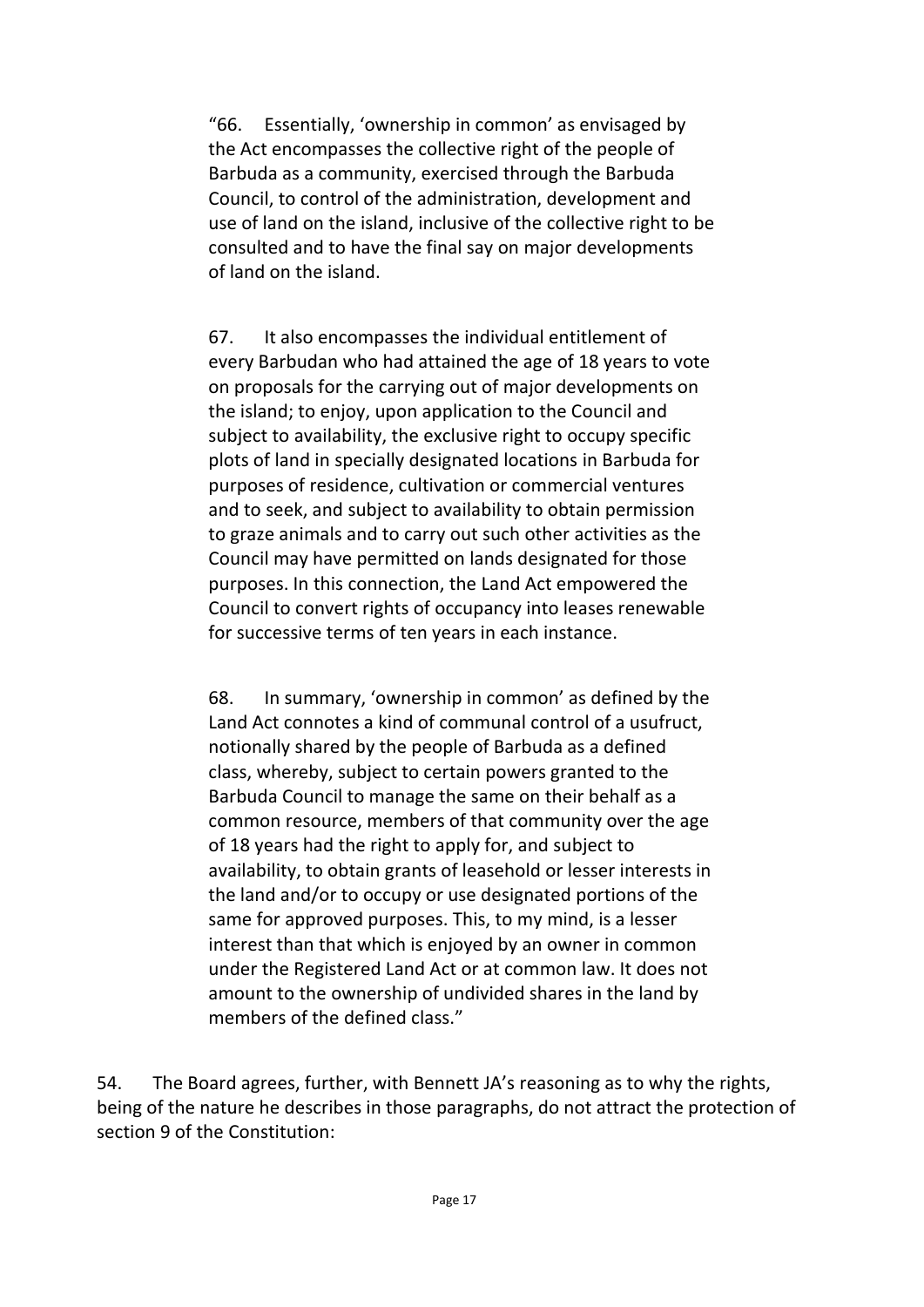> "66. Essentially, 'ownership in common' as envisaged by the Act encompasses the collective right of the people of Barbuda as a community, exercised through the Barbuda Council, to control of the administration, development and use of land on the island, inclusive of the collective right to be consulted and to have the final say on major developments of land on the island.
>
> 67. It also encompasses the individual entitlement of every Barbudan who had attained the age of 18 years to vote on proposals for the carrying out of major developments on the island; to enjoy, upon application to the Council and subject to availability, the exclusive right to occupy specific plots of land in specially designated locations in Barbuda for purposes of residence, cultivation or commercial ventures and to seek, and subject to availability to obtain permission to graze animals and to carry out such other activities as the Council may have permitted on lands designated for those purposes. In this connection, the Land Act empowered the Council to convert rights of occupancy into leases renewable for successive terms of ten years in each instance.
>
> 68. In summary, 'ownership in common' as defined by the Land Act connotes a kind of communal control of a usufruct, notionally shared by the people of Barbuda as a defined class, whereby, subject to certain powers granted to the Barbuda Council to manage the same on their behalf as a common resource, members of that community over the age of 18 years had the right to apply for, and subject to availability, to obtain grants of leasehold or lesser interests in the land and/or to occupy or use designated portions of the same for approved purposes. This, to my mind, is a lesser interest than that which is enjoyed by an owner in common under the Registered Land Act or at common law. It does not amount to the ownership of undivided shares in the land by members of the defined class."

54. The Board agrees, further, with Bennett JA's reasoning as to why the rights, being of the nature he describes in those paragraphs, do not attract the protection of section 9 of the Constitution: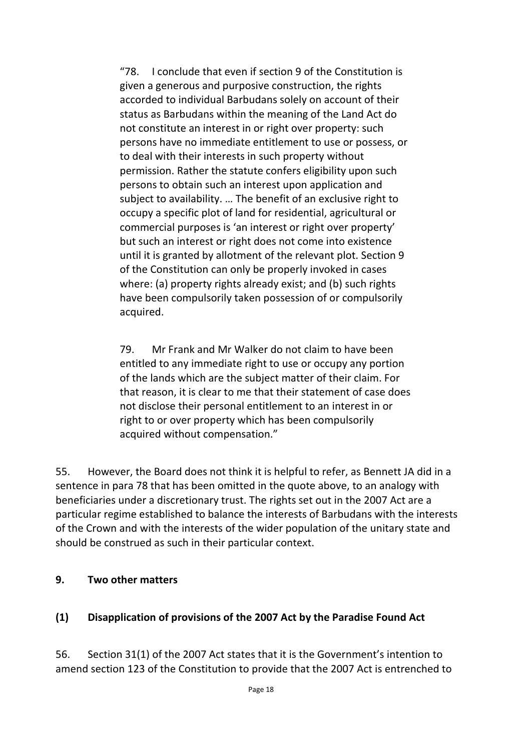> "78. I conclude that even if section 9 of the Constitution is given a generous and purposive construction, the rights accorded to individual Barbudans solely on account of their status as Barbudans within the meaning of the Land Act do not constitute an interest in or right over property: such persons have no immediate entitlement to use or possess, or to deal with their interests in such property without permission. Rather the statute confers eligibility upon such persons to obtain such an interest upon application and subject to availability. … The benefit of an exclusive right to occupy a specific plot of land for residential, agricultural or commercial purposes is 'an interest or right over property' but such an interest or right does not come into existence until it is granted by allotment of the relevant plot. Section 9 of the Constitution can only be properly invoked in cases where: (a) property rights already exist; and (b) such rights have been compulsorily taken possession of or compulsorily acquired.
>
> 79. Mr Frank and Mr Walker do not claim to have been entitled to any immediate right to use or occupy any portion of the lands which are the subject matter of their claim. For that reason, it is clear to me that their statement of case does not disclose their personal entitlement to an interest in or right to or over property which has been compulsorily acquired without compensation."

55. However, the Board does not think it is helpful to refer, as Bennett JA did in a sentence in para 78 that has been omitted in the quote above, to an analogy with beneficiaries under a discretionary trust. The rights set out in the 2007 Act are a particular regime established to balance the interests of Barbudans with the interests of the Crown and with the interests of the wider population of the unitary state and should be construed as such in their particular context.

## 9. Two other matters

### (1) Disapplication of provisions of the 2007 Act by the Paradise Found Act

56. Section 31(1) of the 2007 Act states that it is the Government's intention to amend section 123 of the Constitution to provide that the 2007 Act is entrenched to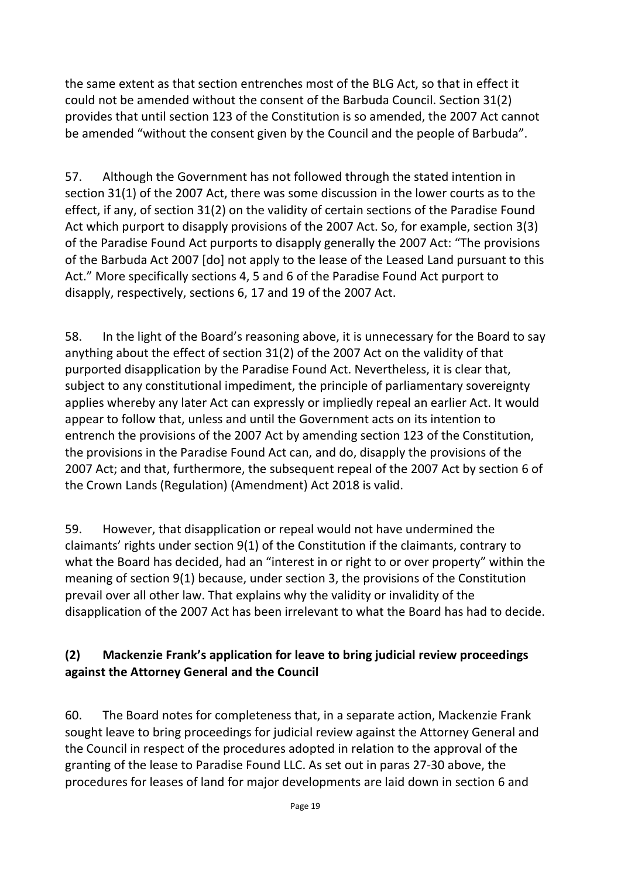the same extent as that section entrenches most of the BLG Act, so that in effect it could not be amended without the consent of the Barbuda Council. Section 31(2) provides that until section 123 of the Constitution is so amended, the 2007 Act cannot be amended "without the consent given by the Council and the people of Barbuda".

57. Although the Government has not followed through the stated intention in section 31(1) of the 2007 Act, there was some discussion in the lower courts as to the effect, if any, of section 31(2) on the validity of certain sections of the Paradise Found Act which purport to disapply provisions of the 2007 Act. So, for example, section 3(3) of the Paradise Found Act purports to disapply generally the 2007 Act: "The provisions of the Barbuda Act 2007 [do] not apply to the lease of the Leased Land pursuant to this Act." More specifically sections 4, 5 and 6 of the Paradise Found Act purport to disapply, respectively, sections 6, 17 and 19 of the 2007 Act.

58. In the light of the Board's reasoning above, it is unnecessary for the Board to say anything about the effect of section 31(2) of the 2007 Act on the validity of that purported disapplication by the Paradise Found Act. Nevertheless, it is clear that, subject to any constitutional impediment, the principle of parliamentary sovereignty applies whereby any later Act can expressly or impliedly repeal an earlier Act. It would appear to follow that, unless and until the Government acts on its intention to entrench the provisions of the 2007 Act by amending section 123 of the Constitution, the provisions in the Paradise Found Act can, and do, disapply the provisions of the 2007 Act; and that, furthermore, the subsequent repeal of the 2007 Act by section 6 of the Crown Lands (Regulation) (Amendment) Act 2018 is valid.

59. However, that disapplication or repeal would not have undermined the claimants' rights under section 9(1) of the Constitution if the claimants, contrary to what the Board has decided, had an "interest in or right to or over property" within the meaning of section 9(1) because, under section 3, the provisions of the Constitution prevail over all other law. That explains why the validity or invalidity of the disapplication of the 2007 Act has been irrelevant to what the Board has had to decide.

### (2) Mackenzie Frank's application for leave to bring judicial review proceedings against the Attorney General and the Council

60. The Board notes for completeness that, in a separate action, Mackenzie Frank sought leave to bring proceedings for judicial review against the Attorney General and the Council in respect of the procedures adopted in relation to the approval of the granting of the lease to Paradise Found LLC. As set out in paras 27-30 above, the procedures for leases of land for major developments are laid down in section 6 and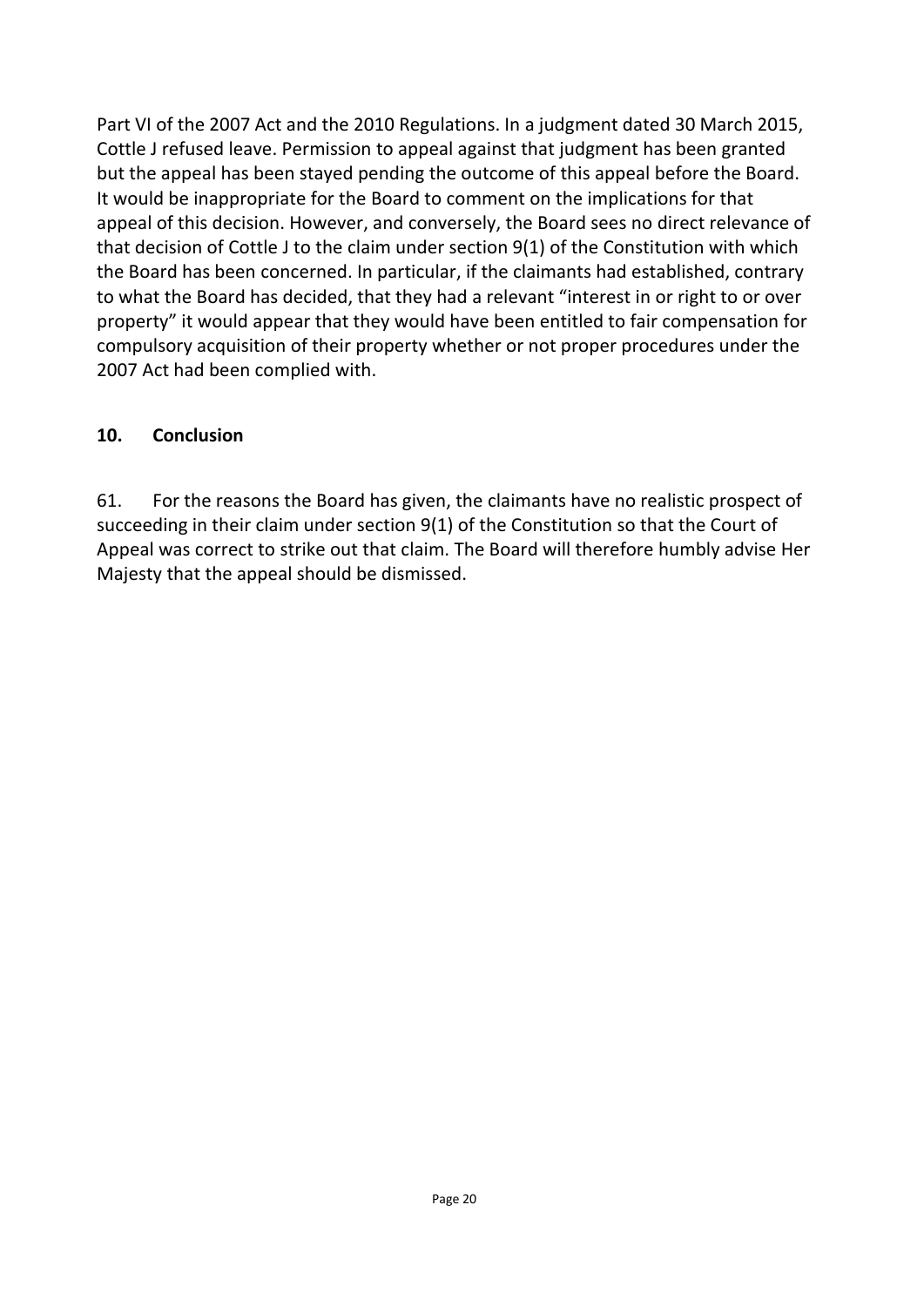Part VI of the 2007 Act and the 2010 Regulations. In a judgment dated 30 March 2015, Cottle J refused leave. Permission to appeal against that judgment has been granted but the appeal has been stayed pending the outcome of this appeal before the Board. It would be inappropriate for the Board to comment on the implications for that appeal of this decision. However, and conversely, the Board sees no direct relevance of that decision of Cottle J to the claim under section 9(1) of the Constitution with which the Board has been concerned. In particular, if the claimants had established, contrary to what the Board has decided, that they had a relevant "interest in or right to or over property" it would appear that they would have been entitled to fair compensation for compulsory acquisition of their property whether or not proper procedures under the 2007 Act had been complied with.

## 10. Conclusion

61. For the reasons the Board has given, the claimants have no realistic prospect of succeeding in their claim under section 9(1) of the Constitution so that the Court of Appeal was correct to strike out that claim. The Board will therefore humbly advise Her Majesty that the appeal should be dismissed.